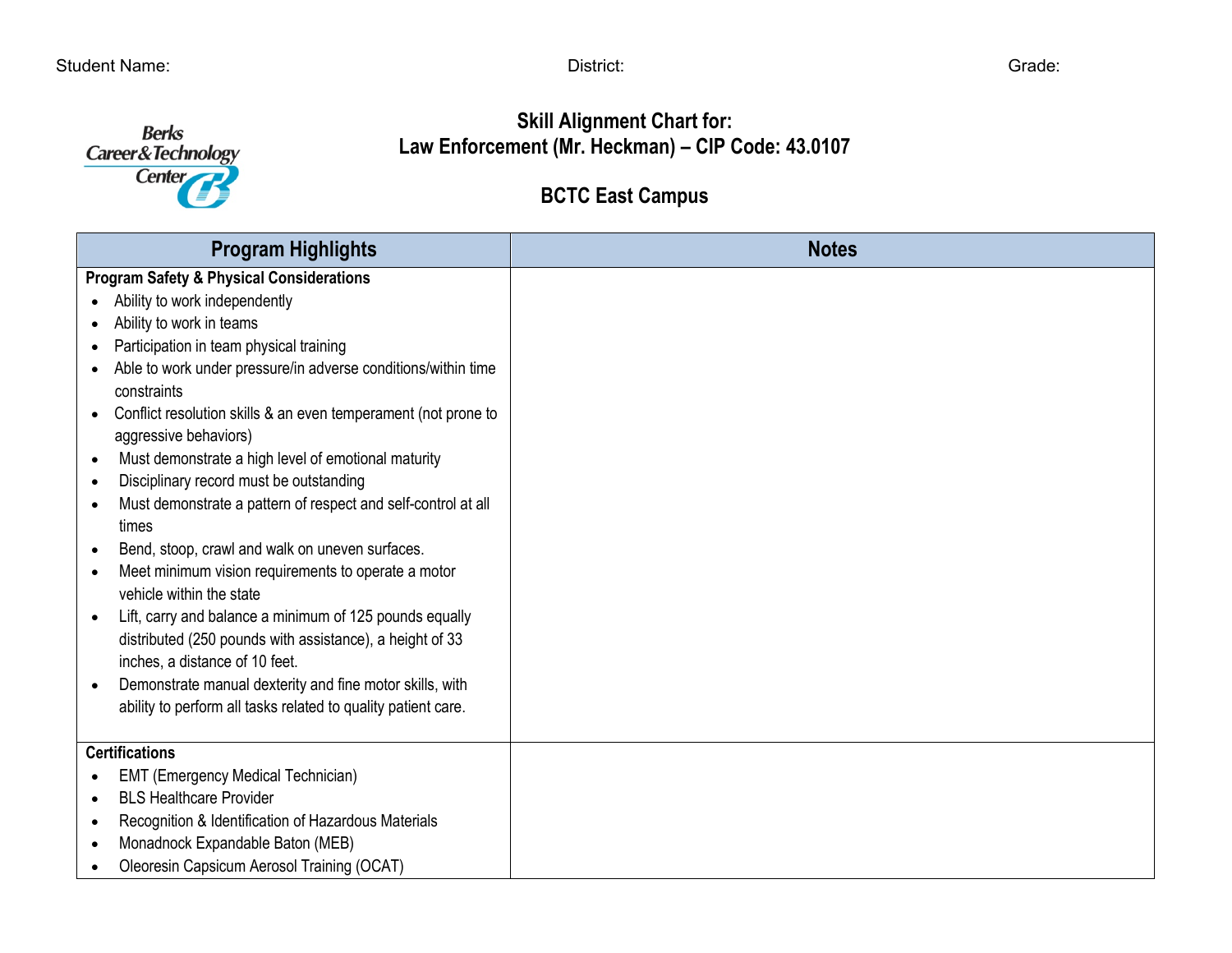Student Name: District: Grade:

Berks Career & Technology Center

# Skill Alignment Chart for:
# Law Enforcement (Mr. Heckman) – CIP Code: 43.0107

## BCTC East Campus

| Program Highlights | Notes |
|---|---|
| **Program Safety & Physical Considerations**<br>• Ability to work independently<br>• Ability to work in teams<br>• Participation in team physical training<br>• Able to work under pressure/in adverse conditions/within time constraints<br>• Conflict resolution skills & an even temperament (not prone to aggressive behaviors)<br>• Must demonstrate a high level of emotional maturity<br>• Disciplinary record must be outstanding<br>• Must demonstrate a pattern of respect and self-control at all times<br>• Bend, stoop, crawl and walk on uneven surfaces.<br>• Meet minimum vision requirements to operate a motor vehicle within the state<br>• Lift, carry and balance a minimum of 125 pounds equally distributed (250 pounds with assistance), a height of 33 inches, a distance of 10 feet.<br>• Demonstrate manual dexterity and fine motor skills, with ability to perform all tasks related to quality patient care. | |
| **Certifications**<br>• EMT (Emergency Medical Technician)<br>• BLS Healthcare Provider<br>• Recognition & Identification of Hazardous Materials<br>• Monadnock Expandable Baton (MEB)<br>• Oleoresin Capsicum Aerosol Training (OCAT) | |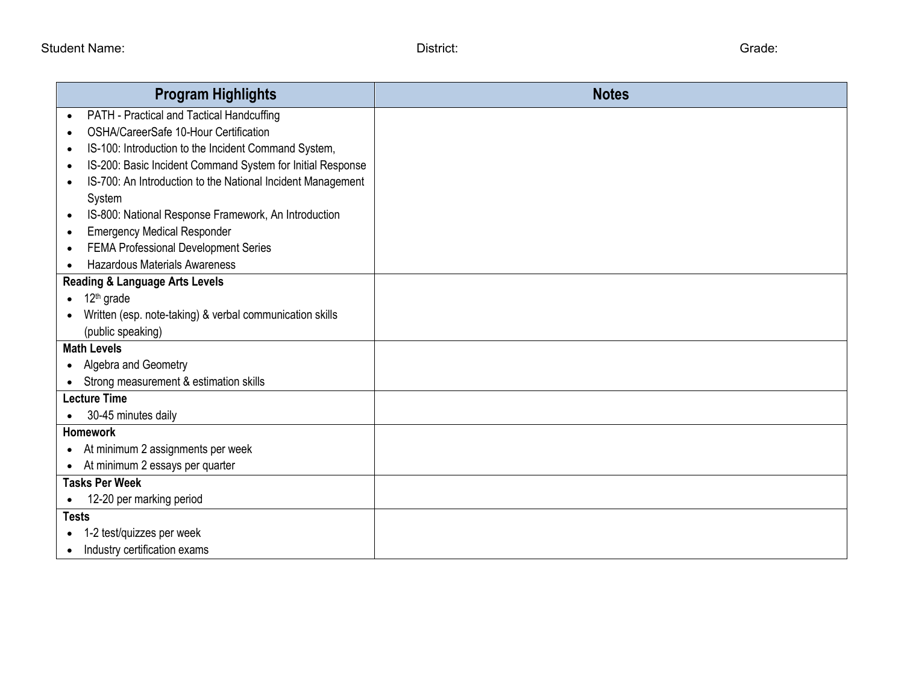Student Name: District: Grade:

| Program Highlights | Notes |
|---|---|
| • PATH - Practical and Tactical Handcuffing<br>• OSHA/CareerSafe 10-Hour Certification<br>• IS-100: Introduction to the Incident Command System,<br>• IS-200: Basic Incident Command System for Initial Response<br>• IS-700: An Introduction to the National Incident Management System<br>• IS-800: National Response Framework, An Introduction<br>• Emergency Medical Responder<br>• FEMA Professional Development Series<br>• Hazardous Materials Awareness | |
| **Reading & Language Arts Levels**<br>• 12th grade<br>• Written (esp. note-taking) & verbal communication skills (public speaking) | |
| **Math Levels**<br>• Algebra and Geometry<br>• Strong measurement & estimation skills | |
| **Lecture Time**<br>• 30-45 minutes daily | |
| **Homework**<br>• At minimum 2 assignments per week<br>• At minimum 2 essays per quarter | |
| **Tasks Per Week**<br>• 12-20 per marking period | |
| **Tests**<br>• 1-2 test/quizzes per week<br>• Industry certification exams | |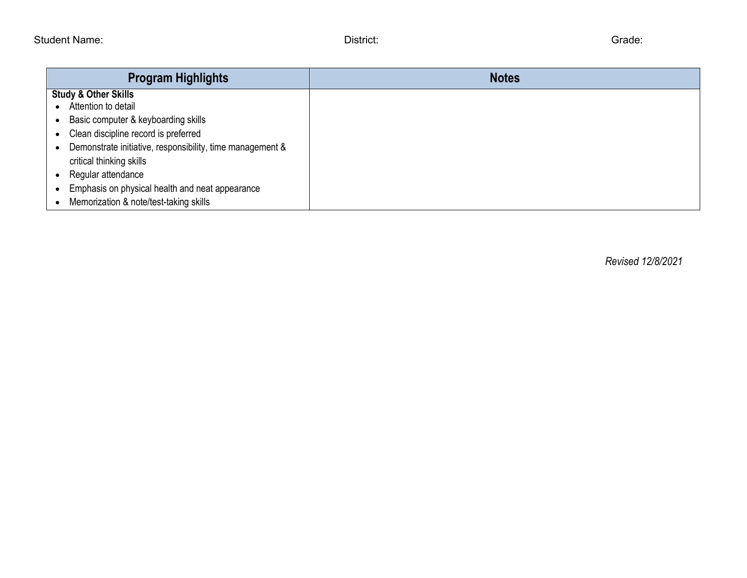Student Name: District: Grade:

| Program Highlights | Notes |
|---|---|
| **Study & Other Skills**<br>• Attention to detail<br>• Basic computer & keyboarding skills<br>• Clean discipline record is preferred<br>• Demonstrate initiative, responsibility, time management & critical thinking skills<br>• Regular attendance<br>• Emphasis on physical health and neat appearance<br>• Memorization & note/test-taking skills | |

*Revised 12/8/2021*